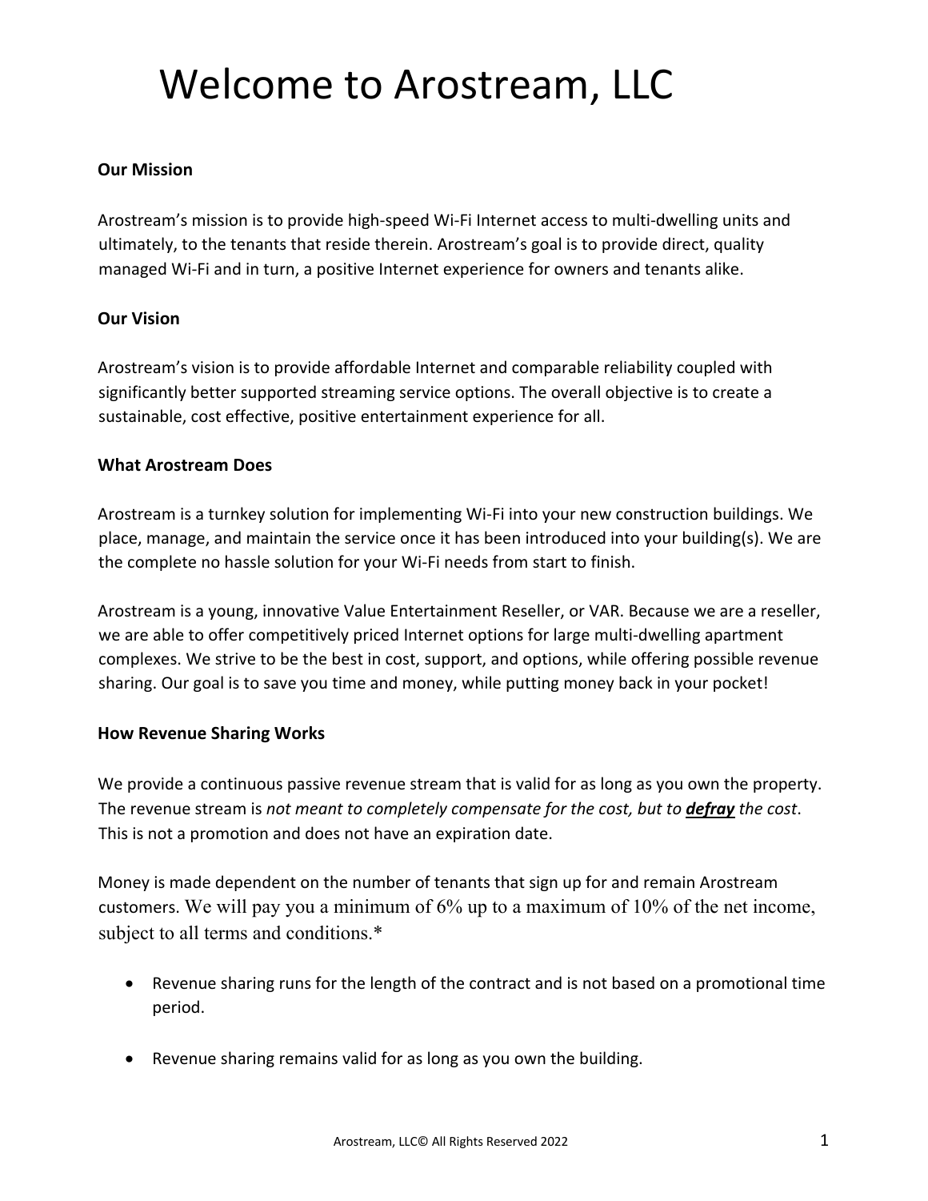# Welcome to Arostream, LLC

**Our Mission**

Arostream's mission is to provide high-speed Wi-Fi Internet access to multi-dwelling units and ultimately, to the tenants that reside therein. Arostream's goal is to provide direct, quality managed Wi-Fi and in turn, a positive Internet experience for owners and tenants alike.

**Our Vision**

Arostream's vision is to provide affordable Internet and comparable reliability coupled with significantly better supported streaming service options. The overall objective is to create a sustainable, cost effective, positive entertainment experience for all.

**What Arostream Does**

Arostream is a turnkey solution for implementing Wi-Fi into your new construction buildings. We place, manage, and maintain the service once it has been introduced into your building(s). We are the complete no hassle solution for your Wi-Fi needs from start to finish.

Arostream is a young, innovative Value Entertainment Reseller, or VAR. Because we are a reseller, we are able to offer competitively priced Internet options for large multi-dwelling apartment complexes. We strive to be the best in cost, support, and options, while offering possible revenue sharing. Our goal is to save you time and money, while putting money back in your pocket!

**How Revenue Sharing Works**

We provide a continuous passive revenue stream that is valid for as long as you own the property. The revenue stream is *not meant to completely compensate for the cost, but to* ***defray*** *the cost*. This is not a promotion and does not have an expiration date.

Money is made dependent on the number of tenants that sign up for and remain Arostream customers. We will pay you a minimum of 6% up to a maximum of 10% of the net income, subject to all terms and conditions.*

- Revenue sharing runs for the length of the contract and is not based on a promotional time period.
- Revenue sharing remains valid for as long as you own the building.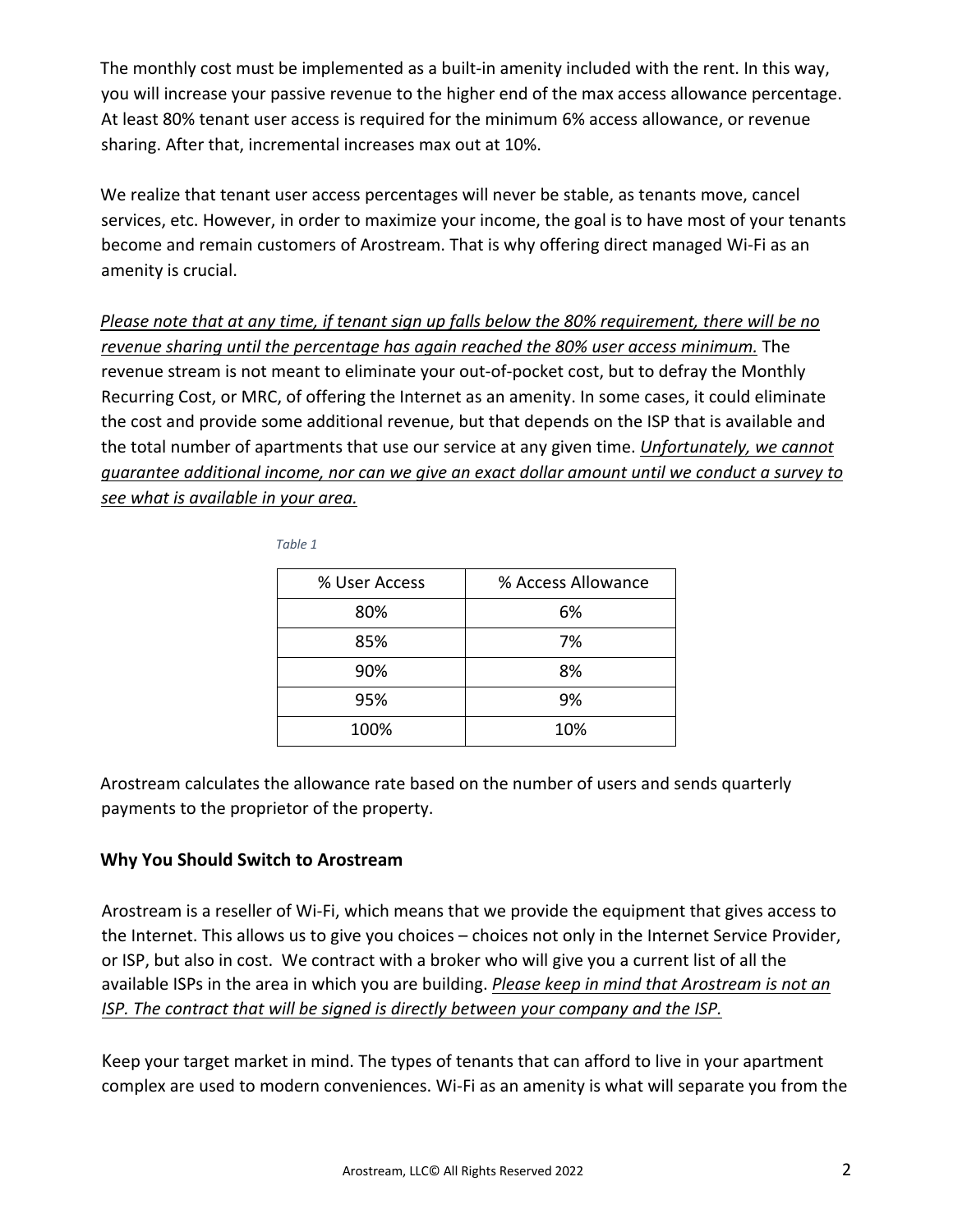The monthly cost must be implemented as a built-in amenity included with the rent. In this way, you will increase your passive revenue to the higher end of the max access allowance percentage. At least 80% tenant user access is required for the minimum 6% access allowance, or revenue sharing. After that, incremental increases max out at 10%.

We realize that tenant user access percentages will never be stable, as tenants move, cancel services, etc. However, in order to maximize your income, the goal is to have most of your tenants become and remain customers of Arostream. That is why offering direct managed Wi-Fi as an amenity is crucial.

*Please note that at any time, if tenant sign up falls below the 80% requirement, there will be no revenue sharing until the percentage has again reached the 80% user access minimum.* The revenue stream is not meant to eliminate your out-of-pocket cost, but to defray the Monthly Recurring Cost, or MRC, of offering the Internet as an amenity. In some cases, it could eliminate the cost and provide some additional revenue, but that depends on the ISP that is available and the total number of apartments that use our service at any given time. *Unfortunately, we cannot guarantee additional income, nor can we give an exact dollar amount until we conduct a survey to see what is available in your area.*

*Table 1*

| % User Access | % Access Allowance |
|---|---|
| 80% | 6% |
| 85% | 7% |
| 90% | 8% |
| 95% | 9% |
| 100% | 10% |

Arostream calculates the allowance rate based on the number of users and sends quarterly payments to the proprietor of the property.

**Why You Should Switch to Arostream**

Arostream is a reseller of Wi-Fi, which means that we provide the equipment that gives access to the Internet. This allows us to give you choices – choices not only in the Internet Service Provider, or ISP, but also in cost. We contract with a broker who will give you a current list of all the available ISPs in the area in which you are building. *Please keep in mind that Arostream is not an ISP. The contract that will be signed is directly between your company and the ISP.*

Keep your target market in mind. The types of tenants that can afford to live in your apartment complex are used to modern conveniences. Wi-Fi as an amenity is what will separate you from the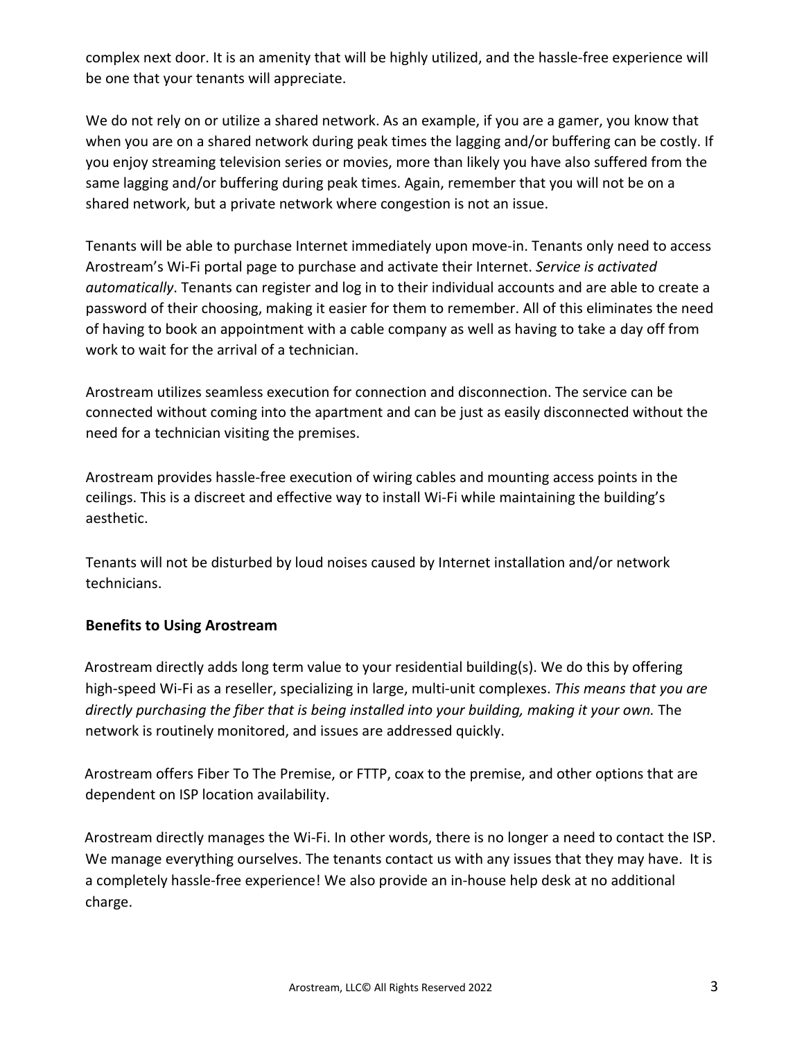complex next door. It is an amenity that will be highly utilized, and the hassle-free experience will be one that your tenants will appreciate.

We do not rely on or utilize a shared network. As an example, if you are a gamer, you know that when you are on a shared network during peak times the lagging and/or buffering can be costly. If you enjoy streaming television series or movies, more than likely you have also suffered from the same lagging and/or buffering during peak times. Again, remember that you will not be on a shared network, but a private network where congestion is not an issue.

Tenants will be able to purchase Internet immediately upon move-in. Tenants only need to access Arostream's Wi-Fi portal page to purchase and activate their Internet. *Service is activated automatically*. Tenants can register and log in to their individual accounts and are able to create a password of their choosing, making it easier for them to remember. All of this eliminates the need of having to book an appointment with a cable company as well as having to take a day off from work to wait for the arrival of a technician.

Arostream utilizes seamless execution for connection and disconnection. The service can be connected without coming into the apartment and can be just as easily disconnected without the need for a technician visiting the premises.

Arostream provides hassle-free execution of wiring cables and mounting access points in the ceilings. This is a discreet and effective way to install Wi-Fi while maintaining the building's aesthetic.

Tenants will not be disturbed by loud noises caused by Internet installation and/or network technicians.

**Benefits to Using Arostream**

Arostream directly adds long term value to your residential building(s). We do this by offering high-speed Wi-Fi as a reseller, specializing in large, multi-unit complexes. *This means that you are directly purchasing the fiber that is being installed into your building, making it your own.* The network is routinely monitored, and issues are addressed quickly.

Arostream offers Fiber To The Premise, or FTTP, coax to the premise, and other options that are dependent on ISP location availability.

Arostream directly manages the Wi-Fi. In other words, there is no longer a need to contact the ISP. We manage everything ourselves. The tenants contact us with any issues that they may have. It is a completely hassle-free experience! We also provide an in-house help desk at no additional charge.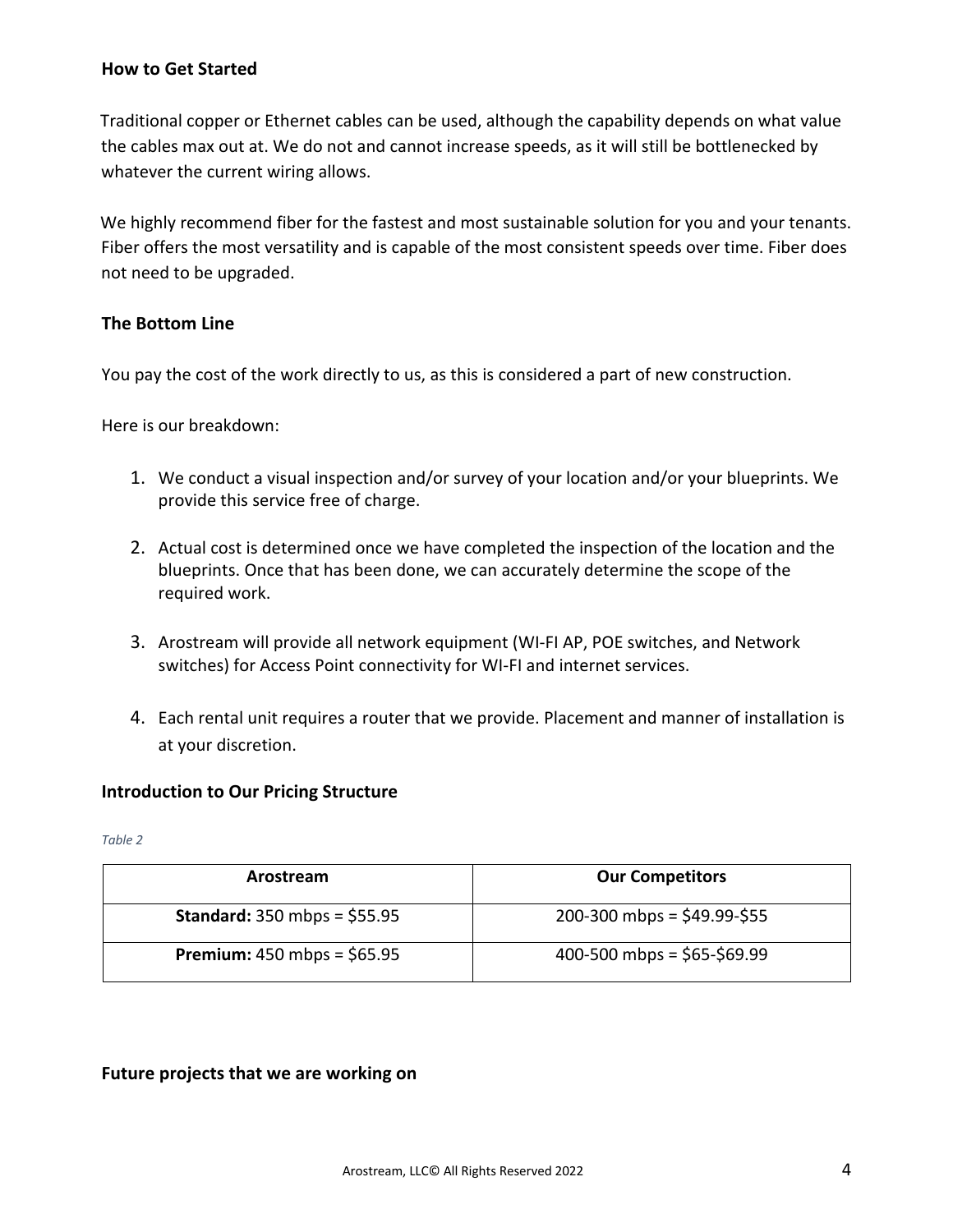**How to Get Started**

Traditional copper or Ethernet cables can be used, although the capability depends on what value the cables max out at. We do not and cannot increase speeds, as it will still be bottlenecked by whatever the current wiring allows.

We highly recommend fiber for the fastest and most sustainable solution for you and your tenants. Fiber offers the most versatility and is capable of the most consistent speeds over time. Fiber does not need to be upgraded.

**The Bottom Line**

You pay the cost of the work directly to us, as this is considered a part of new construction.

Here is our breakdown:

1. We conduct a visual inspection and/or survey of your location and/or your blueprints. We provide this service free of charge.

2. Actual cost is determined once we have completed the inspection of the location and the blueprints. Once that has been done, we can accurately determine the scope of the required work.

3. Arostream will provide all network equipment (WI-FI AP, POE switches, and Network switches) for Access Point connectivity for WI-FI and internet services.

4. Each rental unit requires a router that we provide. Placement and manner of installation is at your discretion.

**Introduction to Our Pricing Structure**

*Table 2*

| Arostream | Our Competitors |
|---|---|
| **Standard:** 350 mbps = $55.95 | 200-300 mbps = $49.99-$55 |
| **Premium:** 450 mbps = $65.95 | 400-500 mbps = $65-$69.99 |

**Future projects that we are working on**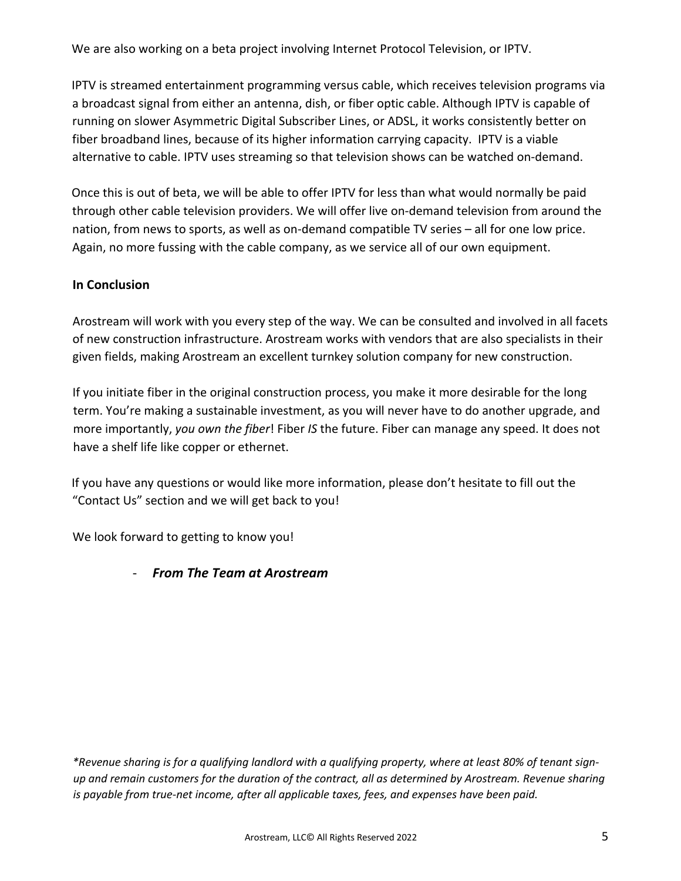We are also working on a beta project involving Internet Protocol Television, or IPTV.

IPTV is streamed entertainment programming versus cable, which receives television programs via a broadcast signal from either an antenna, dish, or fiber optic cable. Although IPTV is capable of running on slower Asymmetric Digital Subscriber Lines, or ADSL, it works consistently better on fiber broadband lines, because of its higher information carrying capacity. IPTV is a viable alternative to cable. IPTV uses streaming so that television shows can be watched on-demand.

Once this is out of beta, we will be able to offer IPTV for less than what would normally be paid through other cable television providers. We will offer live on-demand television from around the nation, from news to sports, as well as on-demand compatible TV series – all for one low price. Again, no more fussing with the cable company, as we service all of our own equipment.

**In Conclusion**

Arostream will work with you every step of the way. We can be consulted and involved in all facets of new construction infrastructure. Arostream works with vendors that are also specialists in their given fields, making Arostream an excellent turnkey solution company for new construction.

If you initiate fiber in the original construction process, you make it more desirable for the long term. You're making a sustainable investment, as you will never have to do another upgrade, and more importantly, *you own the fiber*! Fiber *IS* the future. Fiber can manage any speed. It does not have a shelf life like copper or ethernet.

If you have any questions or would like more information, please don't hesitate to fill out the "Contact Us" section and we will get back to you!

We look forward to getting to know you!

- ***From The Team at Arostream***

*\*Revenue sharing is for a qualifying landlord with a qualifying property, where at least 80% of tenant sign-up and remain customers for the duration of the contract, all as determined by Arostream. Revenue sharing is payable from true-net income, after all applicable taxes, fees, and expenses have been paid.*

Arostream, LLC© All Rights Reserved 2022